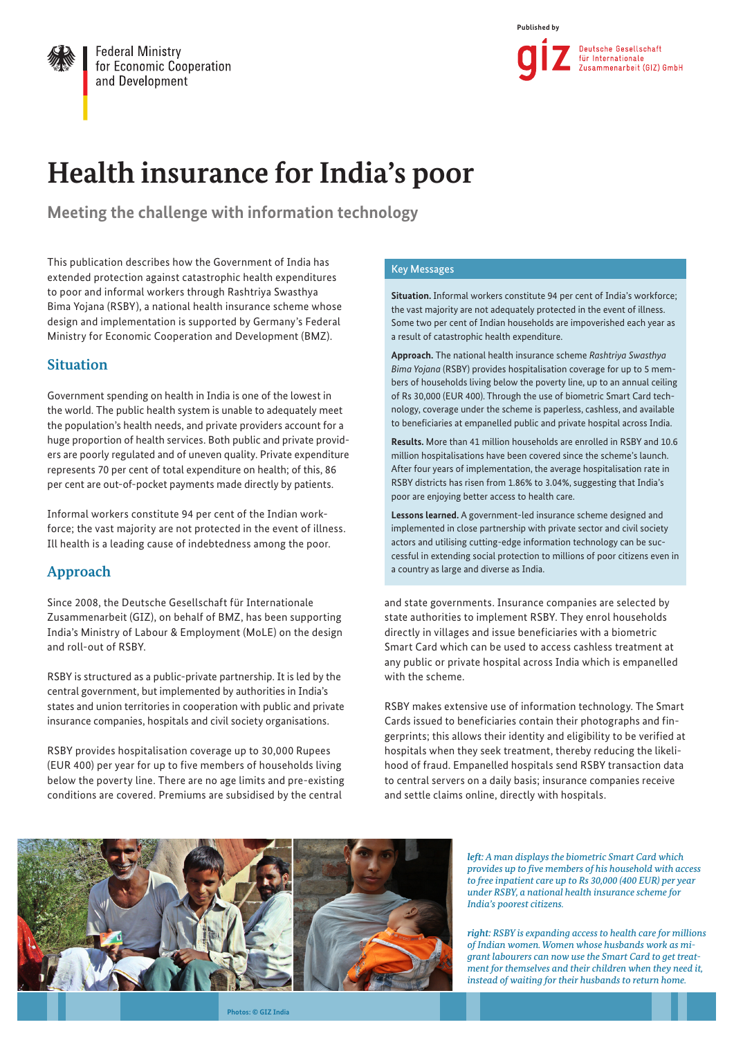Federal Ministry for Economic Cooperation and Development

Published by

Deutsche Gesellschaft für Internationale Zusammenarbeit (GIZ) GmbH

# Health insurance for India's poor

## Meeting the challenge with information technology

This publication describes how the Government of India has extended protection against catastrophic health expenditures to poor and informal workers through Rashtriya Swasthya Bima Yojana (RSBY), a national health insurance scheme whose design and implementation is supported by Germany's Federal Ministry for Economic Cooperation and Development (BMZ).

### Key Messages

**Situation.** Informal workers constitute 94 per cent of India's workforce; the vast majority are not adequately protected in the event of illness. Some two per cent of Indian households are impoverished each year as a result of catastrophic health expenditure.

**Approach.** The national health insurance scheme *Rashtriya Swasthya Bima Yojana* (RSBY) provides hospitalisation coverage for up to 5 members of households living below the poverty line, up to an annual ceiling of Rs 30,000 (EUR 400). Through the use of biometric Smart Card technology, coverage under the scheme is paperless, cashless, and available to beneficiaries at empanelled public and private hospital across India.

**Results.** More than 41 million households are enrolled in RSBY and 10.6 million hospitalisations have been covered since the scheme's launch. After four years of implementation, the average hospitalisation rate in RSBY districts has risen from 1.86% to 3.04%, suggesting that India's poor are enjoying better access to health care.

**Lessons learned.** A government-led insurance scheme designed and implemented in close partnership with private sector and civil society actors and utilising cutting-edge information technology can be successful in extending social protection to millions of poor citizens even in a country as large and diverse as India.

## Situation

Government spending on health in India is one of the lowest in the world. The public health system is unable to adequately meet the population's health needs, and private providers account for a huge proportion of health services. Both public and private providers are poorly regulated and of uneven quality. Private expenditure represents 70 per cent of total expenditure on health; of this, 86 per cent are out-of-pocket payments made directly by patients.

Informal workers constitute 94 per cent of the Indian workforce; the vast majority are not protected in the event of illness. Ill health is a leading cause of indebtedness among the poor.

## Approach

Since 2008, the Deutsche Gesellschaft für Internationale Zusammenarbeit (GIZ), on behalf of BMZ, has been supporting India's Ministry of Labour & Employment (MoLE) on the design and roll-out of RSBY.

RSBY is structured as a public-private partnership. It is led by the central government, but implemented by authorities in India's states and union territories in cooperation with public and private insurance companies, hospitals and civil society organisations.

RSBY provides hospitalisation coverage up to 30,000 Rupees (EUR 400) per year for up to five members of households living below the poverty line. There are no age limits and pre-existing conditions are covered. Premiums are subsidised by the central and state governments. Insurance companies are selected by state authorities to implement RSBY. They enrol households directly in villages and issue beneficiaries with a biometric Smart Card which can be used to access cashless treatment at any public or private hospital across India which is empanelled with the scheme.

RSBY makes extensive use of information technology. The Smart Cards issued to beneficiaries contain their photographs and fingerprints; this allows their identity and eligibility to be verified at hospitals when they seek treatment, thereby reducing the likelihood of fraud. Empanelled hospitals send RSBY transaction data to central servers on a daily basis; insurance companies receive and settle claims online, directly with hospitals.

*left: A man displays the biometric Smart Card which provides up to five members of his household with access to free inpatient care up to Rs 30,000 (400 EUR) per year under RSBY, a national health insurance scheme for India's poorest citizens.*

*right: RSBY is expanding access to health care for millions of Indian women. Women whose husbands work as migrant labourers can now use the Smart Card to get treatment for themselves and their children when they need it, instead of waiting for their husbands to return home.*

Photos: © GIZ India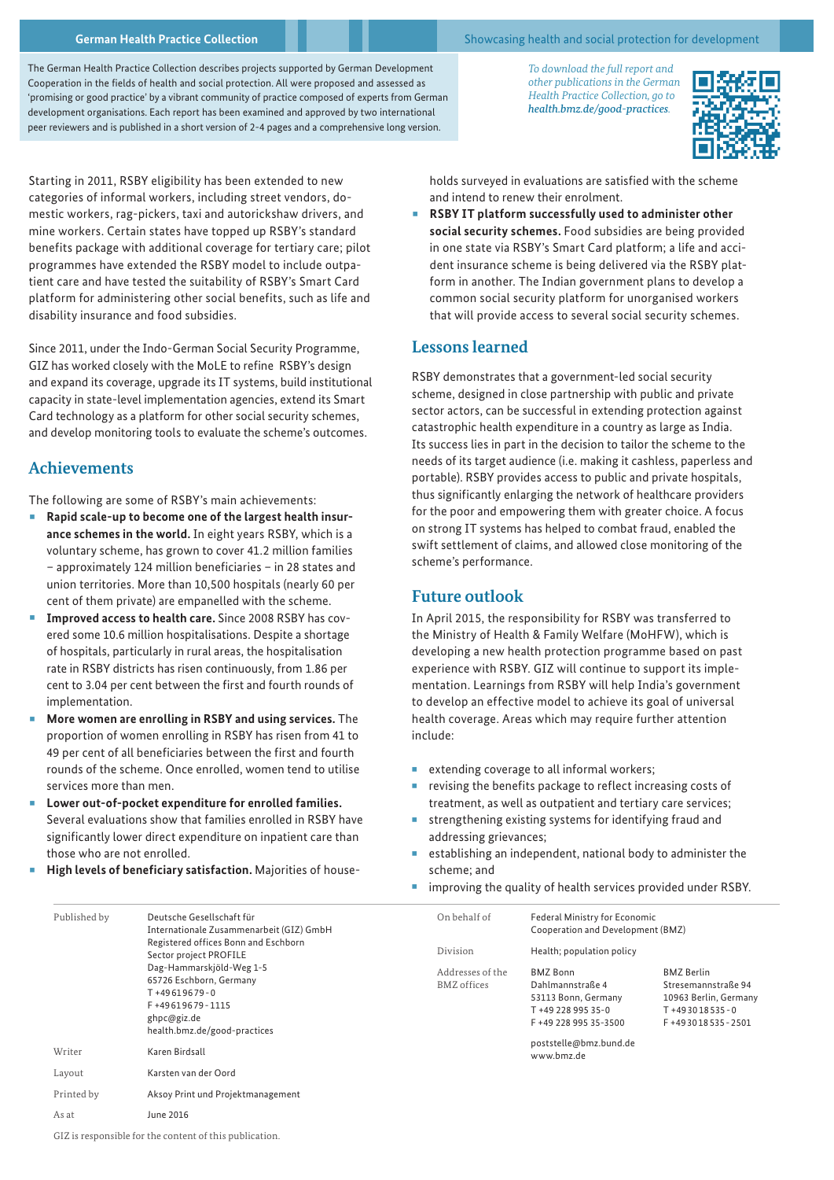**German Health Practice Collection** | Showcasing health and social protection for development

The German Health Practice Collection describes projects supported by German Development Cooperation in the fields of health and social protection. All were proposed and assessed as 'promising or good practice' by a vibrant community of practice composed of experts from German development organisations. Each report has been examined and approved by two international peer reviewers and is published in a short version of 2-4 pages and a comprehensive long version.

*To download the full report and other publications in the German Health Practice Collection, go to **health.bmz.de/good-practices**.*

Starting in 2011, RSBY eligibility has been extended to new categories of informal workers, including street vendors, domestic workers, rag-pickers, taxi and autorickshaw drivers, and mine workers. Certain states have topped up RSBY's standard benefits package with additional coverage for tertiary care; pilot programmes have extended the RSBY model to include outpatient care and have tested the suitability of RSBY's Smart Card platform for administering other social benefits, such as life and disability insurance and food subsidies.

Since 2011, under the Indo-German Social Security Programme, GIZ has worked closely with the MoLE to refine RSBY's design and expand its coverage, upgrade its IT systems, build institutional capacity in state-level implementation agencies, extend its Smart Card technology as a platform for other social security schemes, and develop monitoring tools to evaluate the scheme's outcomes.

## Achievements

The following are some of RSBY's main achievements:

- **Rapid scale-up to become one of the largest health insurance schemes in the world.** In eight years RSBY, which is a voluntary scheme, has grown to cover 41.2 million families – approximately 124 million beneficiaries – in 28 states and union territories. More than 10,500 hospitals (nearly 60 per cent of them private) are empanelled with the scheme.
- **Improved access to health care.** Since 2008 RSBY has covered some 10.6 million hospitalisations. Despite a shortage of hospitals, particularly in rural areas, the hospitalisation rate in RSBY districts has risen continuously, from 1.86 per cent to 3.04 per cent between the first and fourth rounds of implementation.
- **More women are enrolling in RSBY and using services.** The proportion of women enrolling in RSBY has risen from 41 to 49 per cent of all beneficiaries between the first and fourth rounds of the scheme. Once enrolled, women tend to utilise services more than men.
- **Lower out-of-pocket expenditure for enrolled families.** Several evaluations show that families enrolled in RSBY have significantly lower direct expenditure on inpatient care than those who are not enrolled.
- **High levels of beneficiary satisfaction.** Majorities of households surveyed in evaluations are satisfied with the scheme and intend to renew their enrolment.
- **RSBY IT platform successfully used to administer other social security schemes.** Food subsidies are being provided in one state via RSBY's Smart Card platform; a life and accident insurance scheme is being delivered via the RSBY platform in another. The Indian government plans to develop a common social security platform for unorganised workers that will provide access to several social security schemes.

## Lessons learned

RSBY demonstrates that a government-led social security scheme, designed in close partnership with public and private sector actors, can be successful in extending protection against catastrophic health expenditure in a country as large as India. Its success lies in part in the decision to tailor the scheme to the needs of its target audience (i.e. making it cashless, paperless and portable). RSBY provides access to public and private hospitals, thus significantly enlarging the network of healthcare providers for the poor and empowering them with greater choice. A focus on strong IT systems has helped to combat fraud, enabled the swift settlement of claims, and allowed close monitoring of the scheme's performance.

## Future outlook

In April 2015, the responsibility for RSBY was transferred to the Ministry of Health & Family Welfare (MoHFW), which is developing a new health protection programme based on past experience with RSBY. GIZ will continue to support its implementation. Learnings from RSBY will help India's government to develop an effective model to achieve its goal of universal health coverage. Areas which may require further attention include:

- extending coverage to all informal workers;
- revising the benefits package to reflect increasing costs of treatment, as well as outpatient and tertiary care services;
- strengthening existing systems for identifying fraud and addressing grievances;
- establishing an independent, national body to administer the scheme; and
- improving the quality of health services provided under RSBY.

| | |
|---|---|
| Published by | Deutsche Gesellschaft für Internationale Zusammenarbeit (GIZ) GmbH<br>Registered offices Bonn and Eschborn<br>Sector project PROFILE<br>Dag-Hammarskjöld-Weg 1-5<br>65726 Eschborn, Germany<br>T +49 6196 79 - 0<br>F +49 6196 79 - 1115<br>ghpc@giz.de<br>health.bmz.de/good-practices |
| Writer | Karen Birdsall |
| Layout | Karsten van der Oord |
| Printed by | Aksoy Print und Projektmanagement |
| As at | June 2016 |

| | | |
|---|---|---|
| On behalf of | Federal Ministry for Economic Cooperation and Development (BMZ) | |
| Division | Health; population policy | |
| Addresses of the BMZ offices | BMZ Bonn<br>Dahlmannstraße 4<br>53113 Bonn, Germany<br>T +49 228 995 35-0<br>F +49 228 995 35-3500 | BMZ Berlin<br>Stresemannstraße 94<br>10963 Berlin, Germany<br>T +49 30 18 535 - 0<br>F +49 30 18 535 - 2501 |
| | poststelle@bmz.bund.de<br>www.bmz.de | |

GIZ is responsible for the content of this publication.